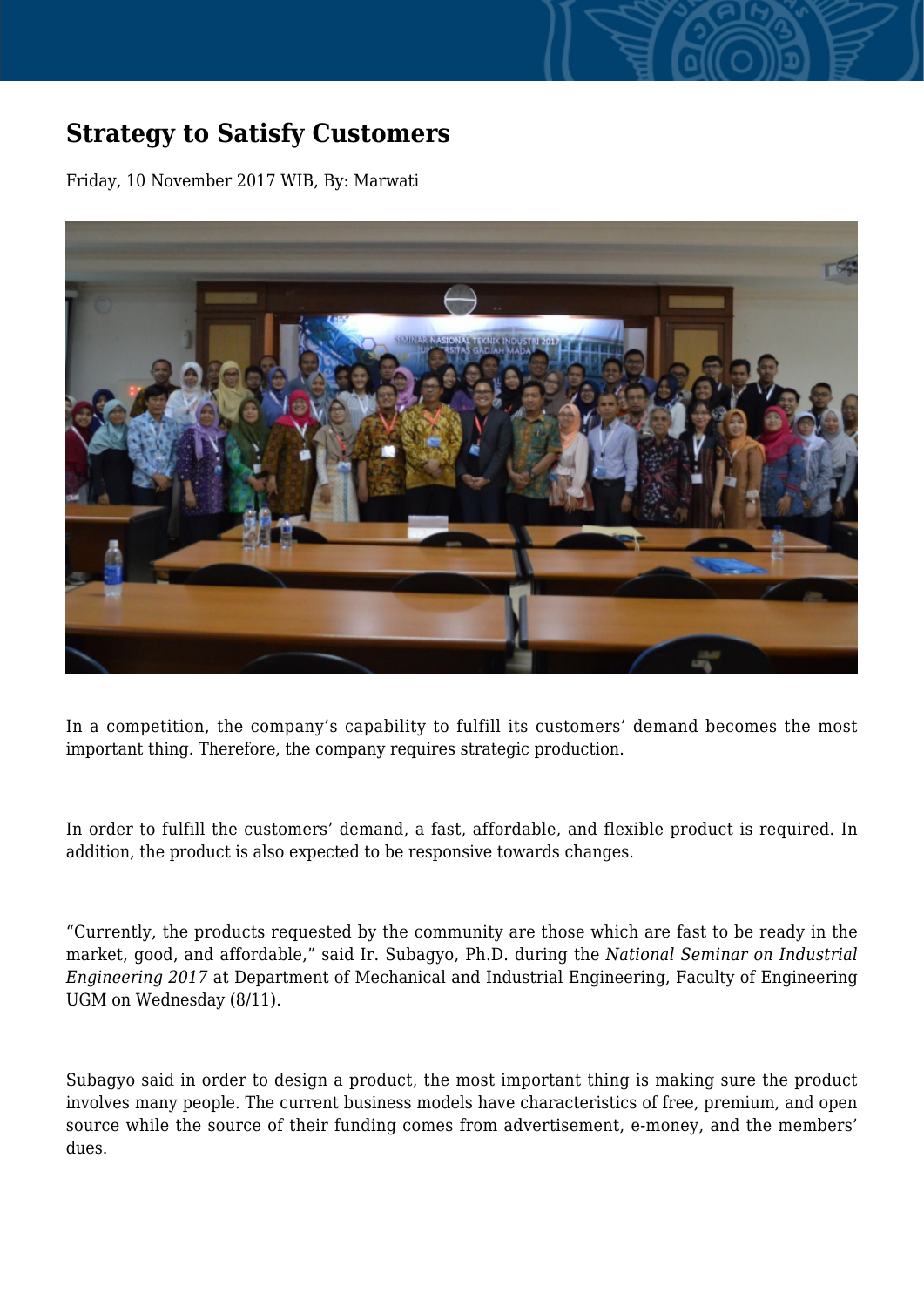# Strategy to Satisfy Customers

Friday, 10 November 2017 WIB, By: Marwati

In a competition, the company's capability to fulfill its customers' demand becomes the most important thing. Therefore, the company requires strategic production.

In order to fulfill the customers' demand, a fast, affordable, and flexible product is required. In addition, the product is also expected to be responsive towards changes.

"Currently, the products requested by the community are those which are fast to be ready in the market, good, and affordable," said Ir. Subagyo, Ph.D. during the *National Seminar on Industrial Engineering 2017* at Department of Mechanical and Industrial Engineering, Faculty of Engineering UGM on Wednesday (8/11).

Subagyo said in order to design a product, the most important thing is making sure the product involves many people. The current business models have characteristics of free, premium, and open source while the source of their funding comes from advertisement, e-money, and the members' dues.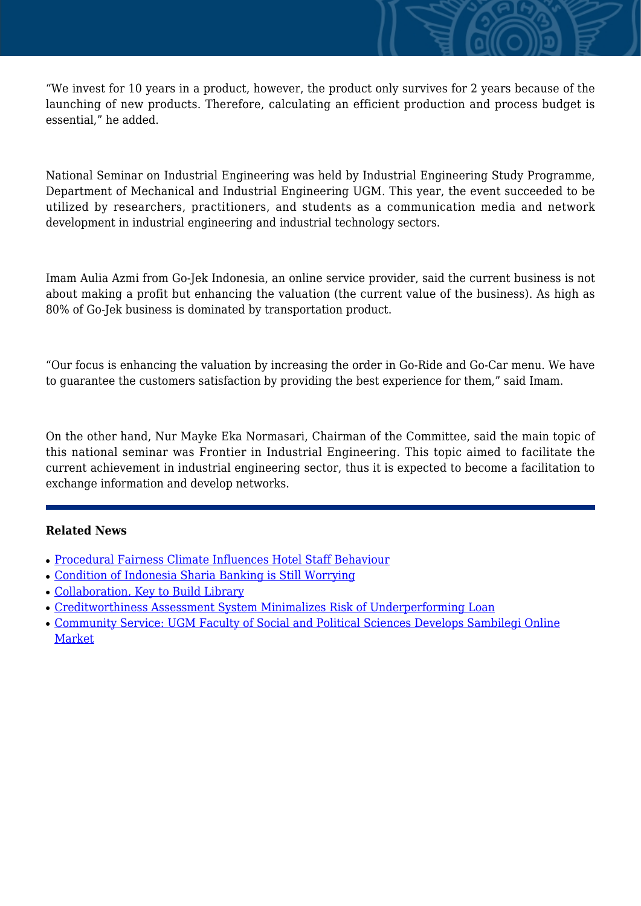"We invest for 10 years in a product, however, the product only survives for 2 years because of the launching of new products. Therefore, calculating an efficient production and process budget is essential," he added.

National Seminar on Industrial Engineering was held by Industrial Engineering Study Programme, Department of Mechanical and Industrial Engineering UGM. This year, the event succeeded to be utilized by researchers, practitioners, and students as a communication media and network development in industrial engineering and industrial technology sectors.

Imam Aulia Azmi from Go-Jek Indonesia, an online service provider, said the current business is not about making a profit but enhancing the valuation (the current value of the business). As high as 80% of Go-Jek business is dominated by transportation product.

"Our focus is enhancing the valuation by increasing the order in Go-Ride and Go-Car menu. We have to guarantee the customers satisfaction by providing the best experience for them," said Imam.

On the other hand, Nur Mayke Eka Normasari, Chairman of the Committee, said the main topic of this national seminar was Frontier in Industrial Engineering. This topic aimed to facilitate the current achievement in industrial engineering sector, thus it is expected to become a facilitation to exchange information and develop networks.

---

**Related News**

- Procedural Fairness Climate Influences Hotel Staff Behaviour
- Condition of Indonesia Sharia Banking is Still Worrying
- Collaboration, Key to Build Library
- Creditworthiness Assessment System Minimalizes Risk of Underperforming Loan
- Community Service: UGM Faculty of Social and Political Sciences Develops Sambilegi Online Market